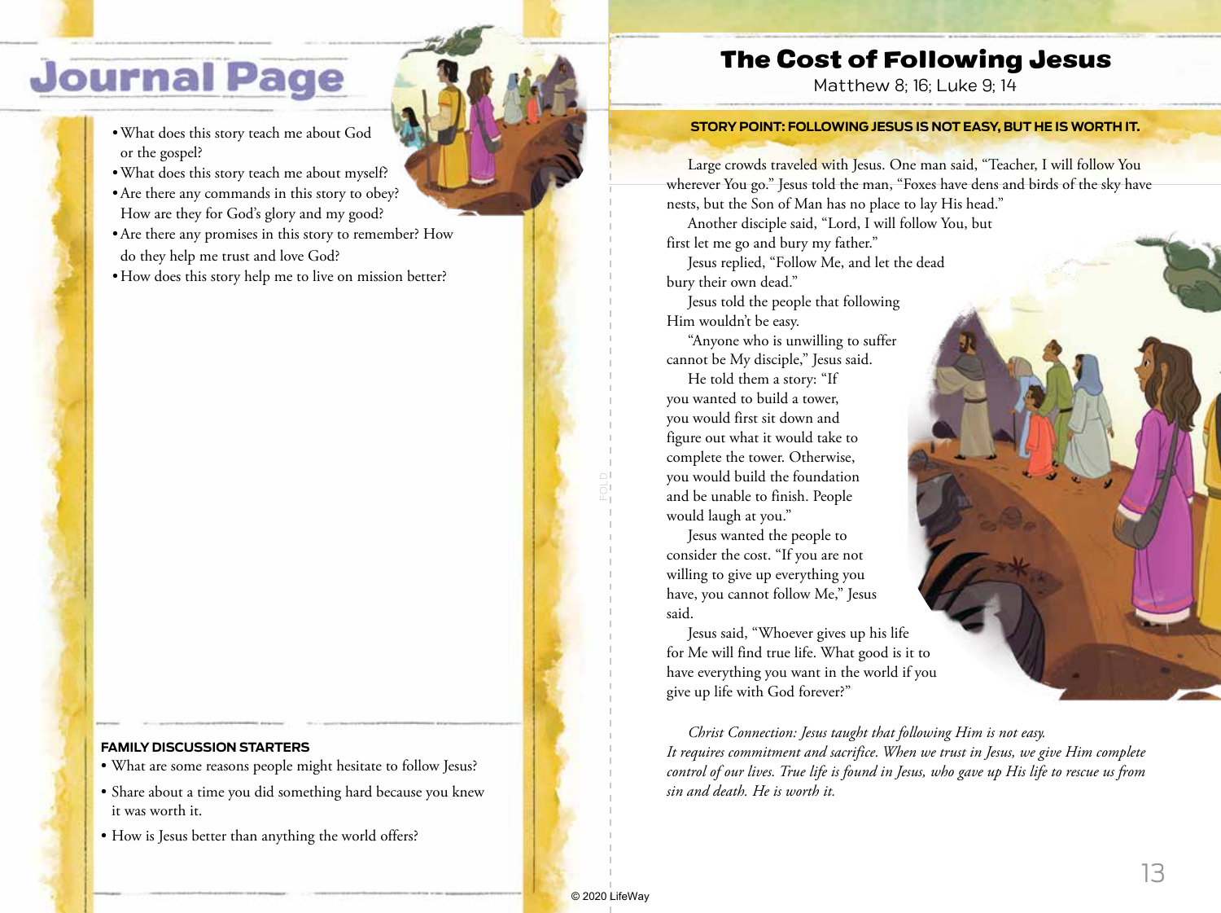# Journal Page

- What does this story teach me about God or the gospel?
- What does this story teach me about myself?
- Are there any commands in this story to obey? How are they for God's glory and my good?
- Are there any promises in this story to remember? How do they help me trust and love God?
- How does this story help me to live on mission better?

**FAMILY DISCUSSION STARTERS**

- What are some reasons people might hesitate to follow Jesus?
- Share about a time you did something hard because you knew it was worth it.
- How is Jesus better than anything the world offers?

# The Cost of Following Jesus

Matthew 8; 16; Luke 9; 14

**STORY POINT: FOLLOWING JESUS IS NOT EASY, BUT HE IS WORTH IT.**

Large crowds traveled with Jesus. One man said, "Teacher, I will follow You wherever You go." Jesus told the man, "Foxes have dens and birds of the sky have nests, but the Son of Man has no place to lay His head."

Another disciple said, "Lord, I will follow You, but first let me go and bury my father."

Jesus replied, "Follow Me, and let the dead bury their own dead."

Jesus told the people that following Him wouldn't be easy.

"Anyone who is unwilling to suffer cannot be My disciple," Jesus said.

He told them a story: "If you wanted to build a tower, you would first sit down and figure out what it would take to complete the tower. Otherwise, you would build the foundation and be unable to finish. People would laugh at you."

Jesus wanted the people to consider the cost. "If you are not willing to give up everything you have, you cannot follow Me," Jesus said.

Jesus said, "Whoever gives up his life for Me will find true life. What good is it to have everything you want in the world if you give up life with God forever?"

*Christ Connection: Jesus taught that following Him is not easy. It requires commitment and sacrifice. When we trust in Jesus, we give Him complete control of our lives. True life is found in Jesus, who gave up His life to rescue us from sin and death. He is worth it.*

© 2020 LifeWay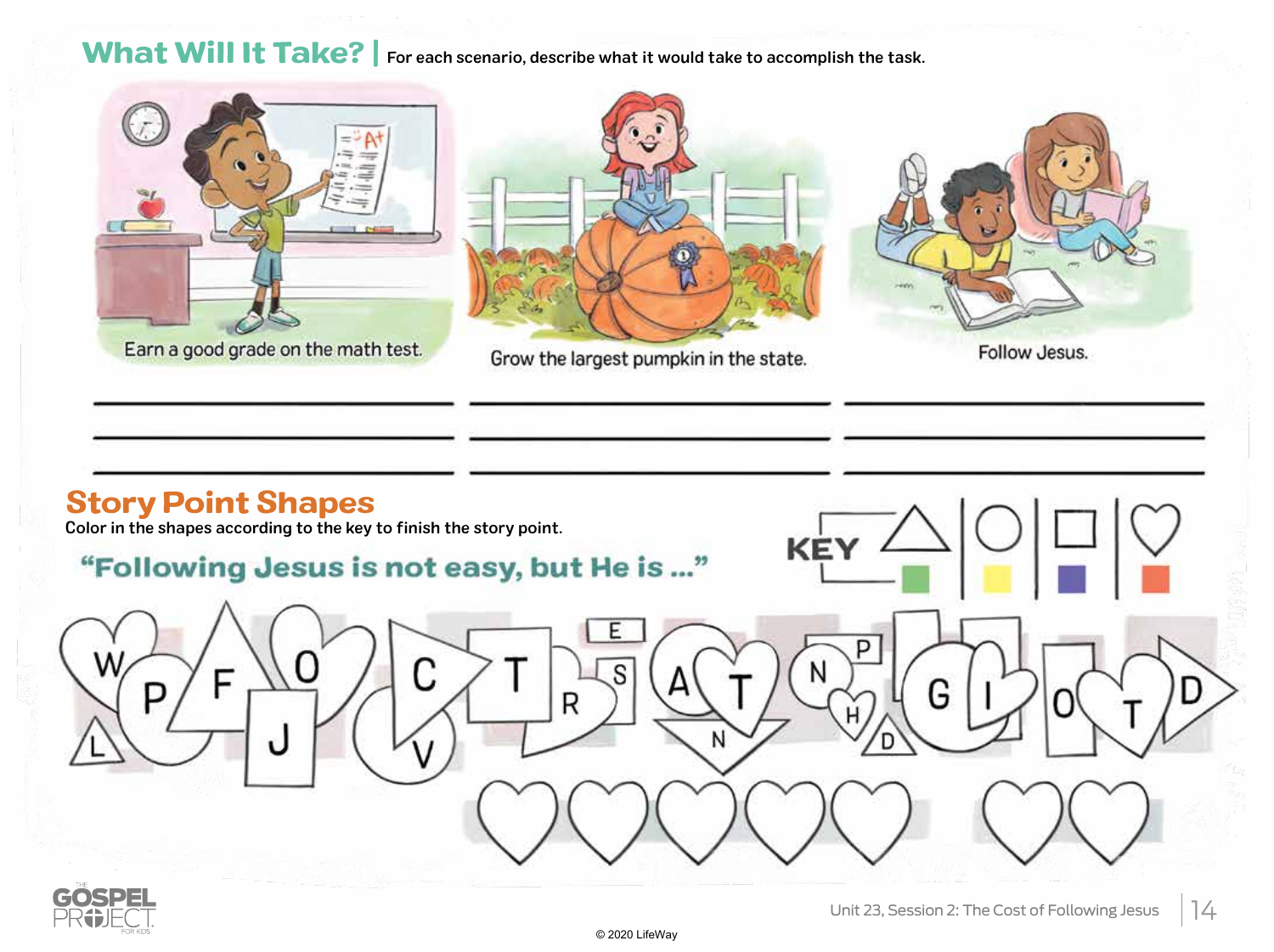## What Will It Take? | For each scenario, describe what it would take to accomplish the task.

Earn a good grade on the math test.

Grow the largest pumpkin in the state.

Follow Jesus.

______________________ ______________________ ______________________

______________________ ______________________ ______________________

______________________ ______________________ ______________________

## Story Point Shapes

Color in the shapes according to the key to finish the story point.

**"Following Jesus is not easy, but He is ..."**

KEY
- Triangle: green
- Circle: yellow
- Square: purple
- Heart: orange

W P L F O J C V T E S R A T N N P H D G I O T D

© 2020 LifeWay